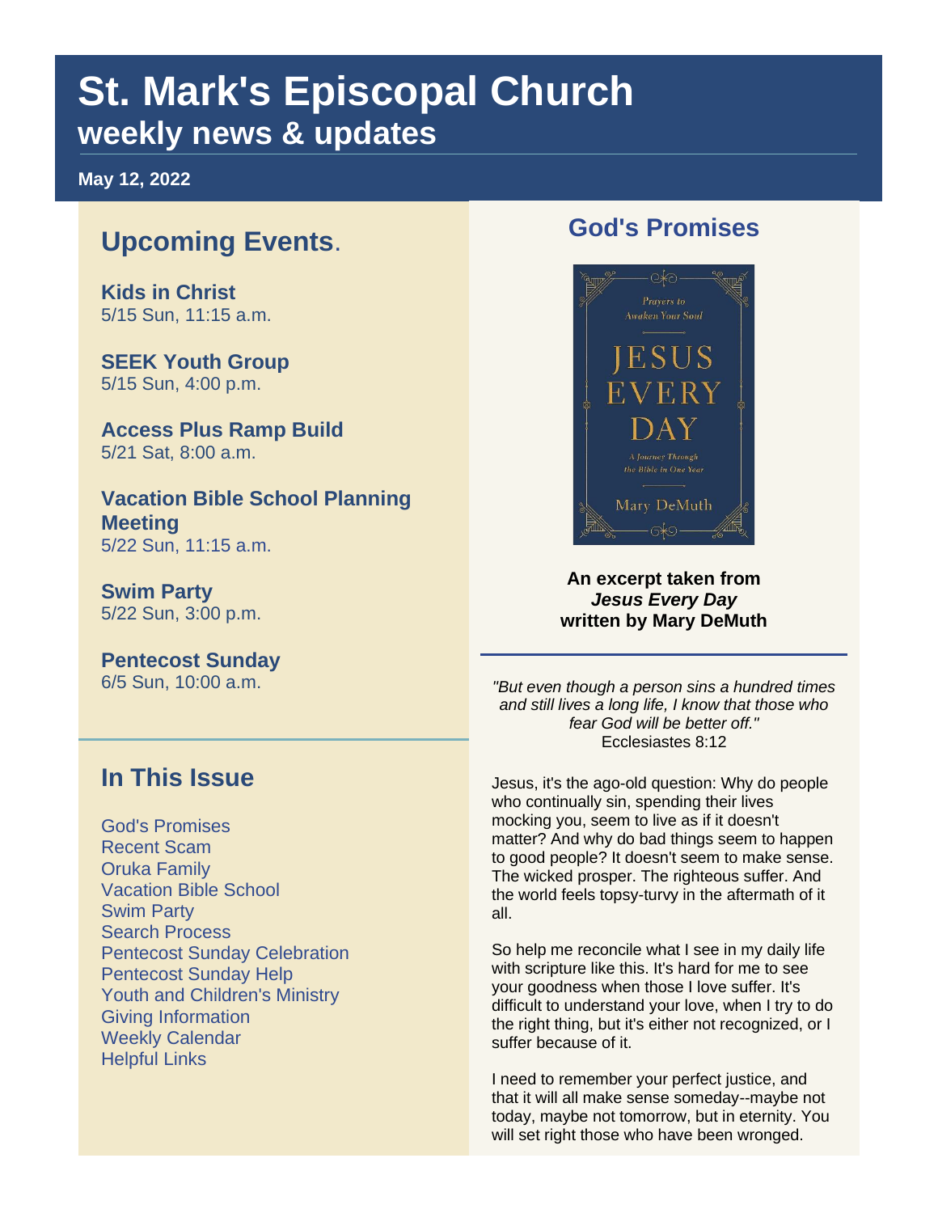# St. Mark's Episcopal Church
## weekly news & updates

**May 12, 2022**

## Upcoming Events.

**Kids in Christ**
5/15 Sun, 11:15 a.m.

**SEEK Youth Group**
5/15 Sun, 4:00 p.m.

**Access Plus Ramp Build**
5/21 Sat, 8:00 a.m.

**Vacation Bible School Planning Meeting**
5/22 Sun, 11:15 a.m.

**Swim Party**
5/22 Sun, 3:00 p.m.

**Pentecost Sunday**
6/5 Sun, 10:00 a.m.

## In This Issue

- God's Promises
- Recent Scam
- Oruka Family
- Vacation Bible School
- Swim Party
- Search Process
- Pentecost Sunday Celebration
- Pentecost Sunday Help
- Youth and Children's Ministry
- Giving Information
- Weekly Calendar
- Helpful Links

## God's Promises

**An excerpt taken from *Jesus Every Day* written by Mary DeMuth**

*"But even though a person sins a hundred times and still lives a long life, I know that those who fear God will be better off."*
Ecclesiastes 8:12

Jesus, it's the ago-old question: Why do people who continually sin, spending their lives mocking you, seem to live as if it doesn't matter? And why do bad things seem to happen to good people? It doesn't seem to make sense. The wicked prosper. The righteous suffer. And the world feels topsy-turvy in the aftermath of it all.

So help me reconcile what I see in my daily life with scripture like this. It's hard for me to see your goodness when those I love suffer. It's difficult to understand your love, when I try to do the right thing, but it's either not recognized, or I suffer because of it.

I need to remember your perfect justice, and that it will all make sense someday--maybe not today, maybe not tomorrow, but in eternity. You will set right those who have been wronged.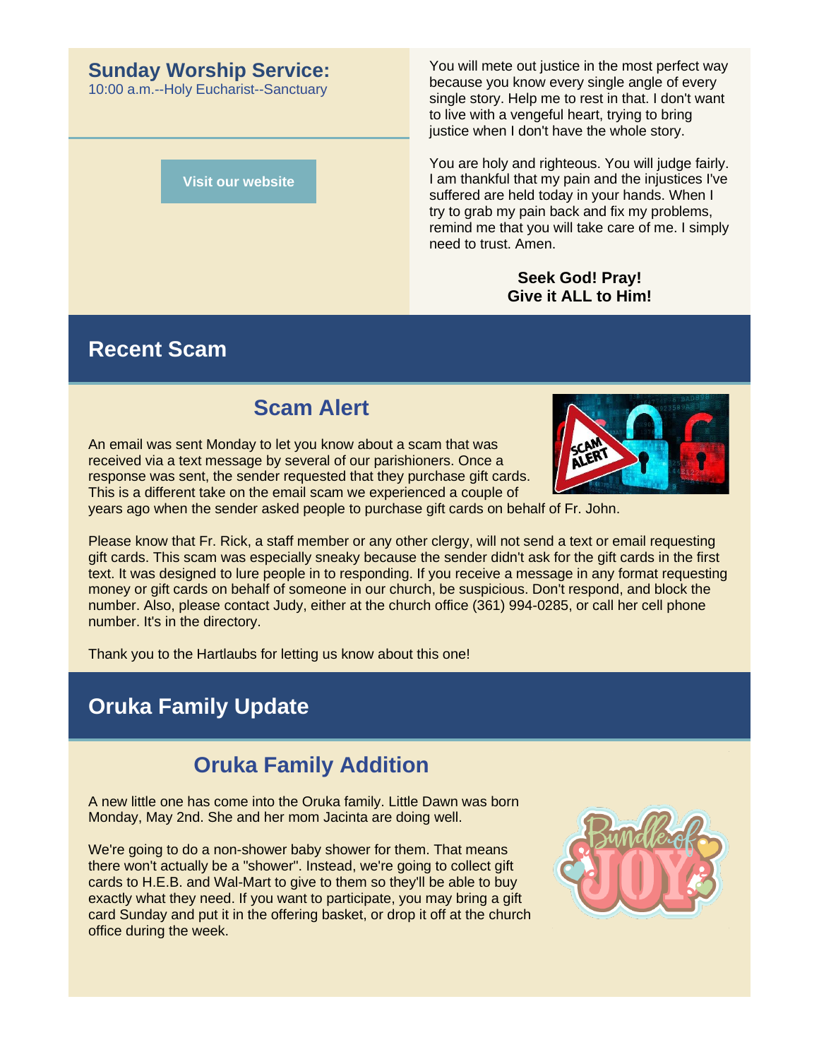## Sunday Worship Service:

10:00 a.m.--Holy Eucharist--Sanctuary

Visit our website

You will mete out justice in the most perfect way because you know every single angle of every single story. Help me to rest in that. I don't want to live with a vengeful heart, trying to bring justice when I don't have the whole story.

You are holy and righteous. You will judge fairly. I am thankful that my pain and the injustices I've suffered are held today in your hands. When I try to grab my pain back and fix my problems, remind me that you will take care of me. I simply need to trust. Amen.

**Seek God! Pray!**
**Give it ALL to Him!**

## Recent Scam

### Scam Alert

An email was sent Monday to let you know about a scam that was received via a text message by several of our parishioners. Once a response was sent, the sender requested that they purchase gift cards. This is a different take on the email scam we experienced a couple of years ago when the sender asked people to purchase gift cards on behalf of Fr. John.

Please know that Fr. Rick, a staff member or any other clergy, will not send a text or email requesting gift cards. This scam was especially sneaky because the sender didn't ask for the gift cards in the first text. It was designed to lure people in to responding. If you receive a message in any format requesting money or gift cards on behalf of someone in our church, be suspicious. Don't respond, and block the number. Also, please contact Judy, either at the church office (361) 994-0285, or call her cell phone number. It's in the directory.

Thank you to the Hartlaubs for letting us know about this one!

## Oruka Family Update

### Oruka Family Addition

A new little one has come into the Oruka family. Little Dawn was born Monday, May 2nd. She and her mom Jacinta are doing well.

We're going to do a non-shower baby shower for them. That means there won't actually be a "shower". Instead, we're going to collect gift cards to H.E.B. and Wal-Mart to give to them so they'll be able to buy exactly what they need. If you want to participate, you may bring a gift card Sunday and put it in the offering basket, or drop it off at the church office during the week.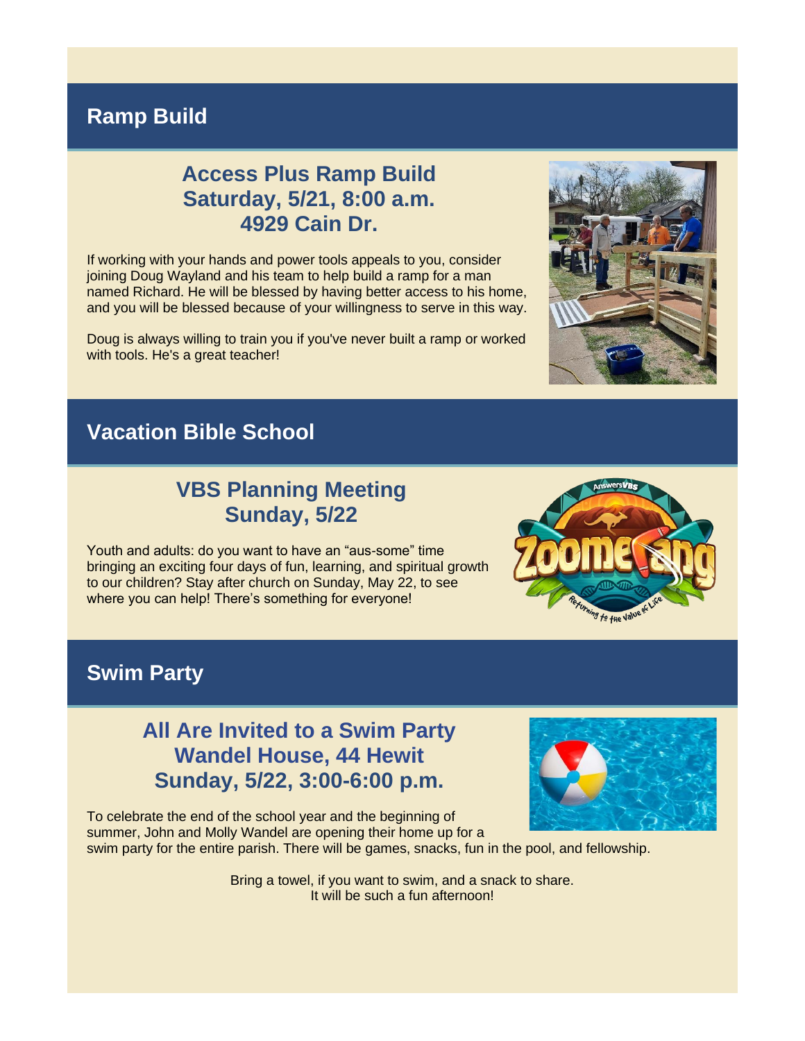## Ramp Build

### Access Plus Ramp Build
### Saturday, 5/21, 8:00 a.m.
### 4929 Cain Dr.

If working with your hands and power tools appeals to you, consider joining Doug Wayland and his team to help build a ramp for a man named Richard. He will be blessed by having better access to his home, and you will be blessed because of your willingness to serve in this way.

Doug is always willing to train you if you've never built a ramp or worked with tools. He's a great teacher!

## Vacation Bible School

### VBS Planning Meeting
### Sunday, 5/22

Youth and adults: do you want to have an "aus-some" time bringing an exciting four days of fun, learning, and spiritual growth to our children? Stay after church on Sunday, May 22, to see where you can help! There's something for everyone!

## Swim Party

### All Are Invited to a Swim Party
### Wandel House, 44 Hewit
### Sunday, 5/22, 3:00-6:00 p.m.

To celebrate the end of the school year and the beginning of summer, John and Molly Wandel are opening their home up for a swim party for the entire parish. There will be games, snacks, fun in the pool, and fellowship.

Bring a towel, if you want to swim, and a snack to share.
It will be such a fun afternoon!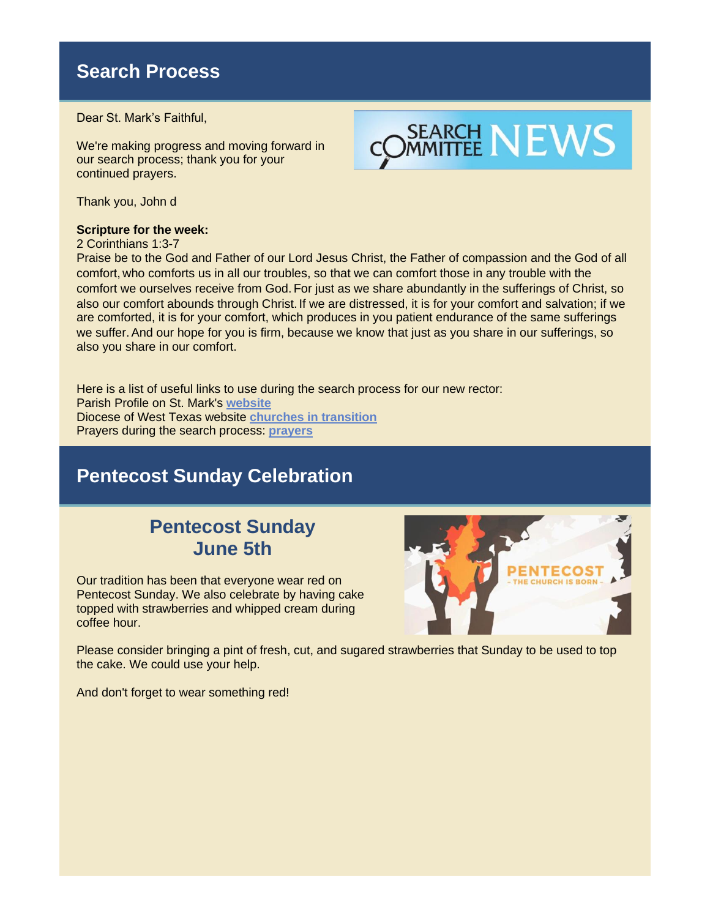## Search Process

Dear St. Mark's Faithful,

We're making progress and moving forward in our search process; thank you for your continued prayers.

Thank you, John d

**Scripture for the week:**
2 Corinthians 1:3-7
Praise be to the God and Father of our Lord Jesus Christ, the Father of compassion and the God of all comfort, who comforts us in all our troubles, so that we can comfort those in any trouble with the comfort we ourselves receive from God. For just as we share abundantly in the sufferings of Christ, so also our comfort abounds through Christ. If we are distressed, it is for your comfort and salvation; if we are comforted, it is for your comfort, which produces in you patient endurance of the same sufferings we suffer. And our hope for you is firm, because we know that just as you share in our sufferings, so also you share in our comfort.

Here is a list of useful links to use during the search process for our new rector:
Parish Profile on St. Mark's **website**
Diocese of West Texas website **churches in transition**
Prayers during the search process: **prayers**

## Pentecost Sunday Celebration

### Pentecost Sunday
### June 5th

Our tradition has been that everyone wear red on Pentecost Sunday. We also celebrate by having cake topped with strawberries and whipped cream during coffee hour.

Please consider bringing a pint of fresh, cut, and sugared strawberries that Sunday to be used to top the cake. We could use your help.

And don't forget to wear something red!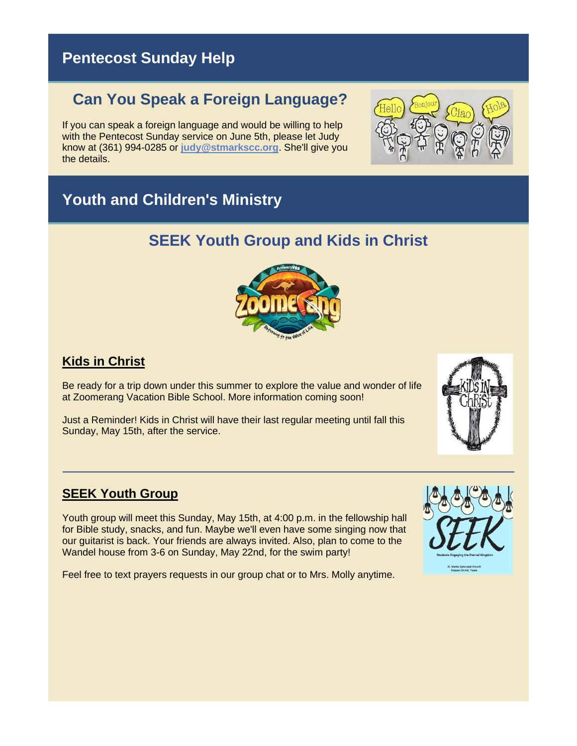## Pentecost Sunday Help

### Can You Speak a Foreign Language?

If you can speak a foreign language and would be willing to help with the Pentecost Sunday service on June 5th, please let Judy know at (361) 994-0285 or **judy@stmarkscc.org**. She'll give you the details.

## Youth and Children's Ministry

### SEEK Youth Group and Kids in Christ

#### **Kids in Christ**

Be ready for a trip down under this summer to explore the value and wonder of life at Zoomerang Vacation Bible School. More information coming soon!

Just a Reminder! Kids in Christ will have their last regular meeting until fall this Sunday, May 15th, after the service.

---

#### **SEEK Youth Group**

Youth group will meet this Sunday, May 15th, at 4:00 p.m. in the fellowship hall for Bible study, snacks, and fun. Maybe we'll even have some singing now that our guitarist is back. Your friends are always invited. Also, plan to come to the Wandel house from 3-6 on Sunday, May 22nd, for the swim party!

Feel free to text prayers requests in our group chat or to Mrs. Molly anytime.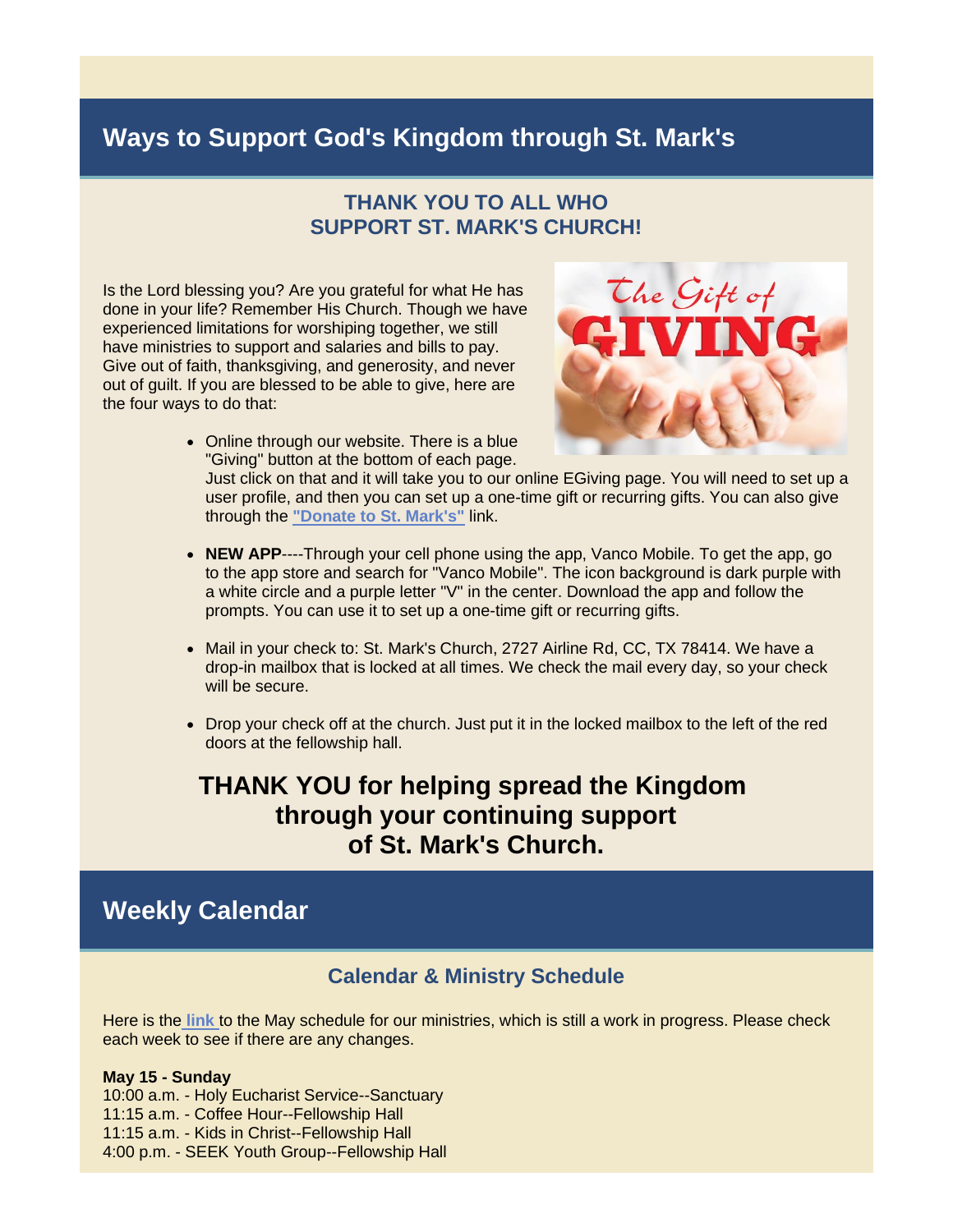## Ways to Support God's Kingdom through St. Mark's

### THANK YOU TO ALL WHO SUPPORT ST. MARK'S CHURCH!

Is the Lord blessing you? Are you grateful for what He has done in your life? Remember His Church. Though we have experienced limitations for worshiping together, we still have ministries to support and salaries and bills to pay. Give out of faith, thanksgiving, and generosity, and never out of guilt. If you are blessed to be able to give, here are the four ways to do that:

- Online through our website. There is a blue "Giving" button at the bottom of each page. Just click on that and it will take you to our online EGiving page. You will need to set up a user profile, and then you can set up a one-time gift or recurring gifts. You can also give through the **"Donate to St. Mark's"** link.
- **NEW APP**----Through your cell phone using the app, Vanco Mobile. To get the app, go to the app store and search for "Vanco Mobile". The icon background is dark purple with a white circle and a purple letter "V" in the center. Download the app and follow the prompts. You can use it to set up a one-time gift or recurring gifts.
- Mail in your check to: St. Mark's Church, 2727 Airline Rd, CC, TX 78414. We have a drop-in mailbox that is locked at all times. We check the mail every day, so your check will be secure.
- Drop your check off at the church. Just put it in the locked mailbox to the left of the red doors at the fellowship hall.

**THANK YOU for helping spread the Kingdom through your continuing support of St. Mark's Church.**

## Weekly Calendar

### Calendar & Ministry Schedule

Here is the **link** to the May schedule for our ministries, which is still a work in progress. Please check each week to see if there are any changes.

**May 15 - Sunday**
10:00 a.m. - Holy Eucharist Service--Sanctuary
11:15 a.m. - Coffee Hour--Fellowship Hall
11:15 a.m. - Kids in Christ--Fellowship Hall
4:00 p.m. - SEEK Youth Group--Fellowship Hall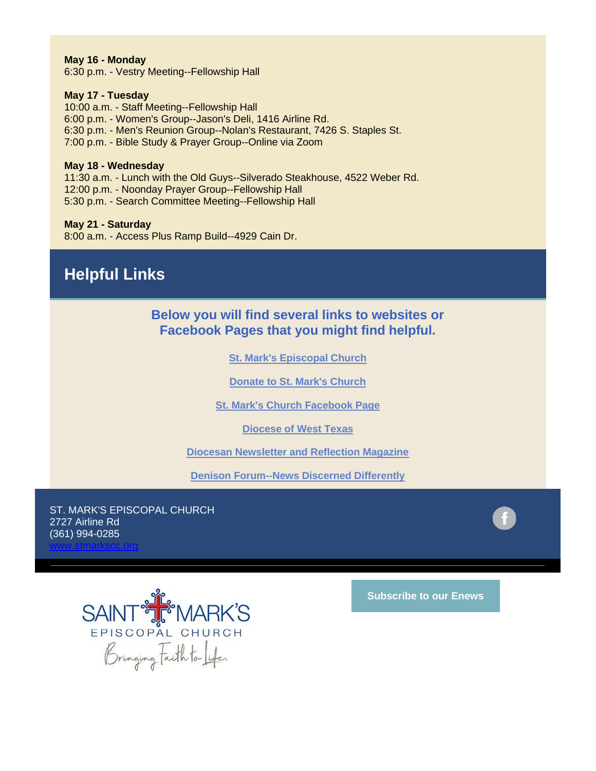**May 16 - Monday**
6:30 p.m. - Vestry Meeting--Fellowship Hall

**May 17 - Tuesday**
10:00 a.m. - Staff Meeting--Fellowship Hall
6:00 p.m. - Women's Group--Jason's Deli, 1416 Airline Rd.
6:30 p.m. - Men's Reunion Group--Nolan's Restaurant, 7426 S. Staples St.
7:00 p.m. - Bible Study & Prayer Group--Online via Zoom

**May 18 - Wednesday**
11:30 a.m. - Lunch with the Old Guys--Silverado Steakhouse, 4522 Weber Rd.
12:00 p.m. - Noonday Prayer Group--Fellowship Hall
5:30 p.m. - Search Committee Meeting--Fellowship Hall

**May 21 - Saturday**
8:00 a.m. - Access Plus Ramp Build--4929 Cain Dr.

## Helpful Links

**Below you will find several links to websites or Facebook Pages that you might find helpful.**

**St. Mark's Episcopal Church**

**Donate to St. Mark's Church**

**St. Mark's Church Facebook Page**

**Diocese of West Texas**

**Diocesan Newsletter and Reflection Magazine**

**Denison Forum--News Discerned Differently**

ST. MARK'S EPISCOPAL CHURCH
2727 Airline Rd
(361) 994-0285
www.stmarkscc.org

SAINT MARK'S EPISCOPAL CHURCH
Bringing Faith to Life.

Subscribe to our Enews